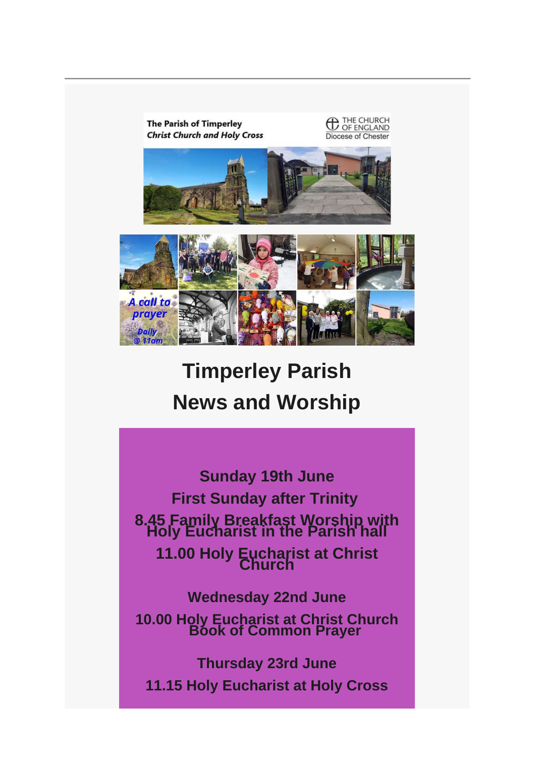The Parish of Timperley
*Christ Church and Holy Cross*

THE CHURCH OF ENGLAND
Diocese of Chester

A call to prayer
Daily @ 11am

# Timperley Parish
# News and Worship

**Sunday 19th June**

**First Sunday after Trinity**

**8.45 Family Breakfast Worship with Holy Eucharist in the Parish hall**

**11.00 Holy Eucharist at Christ Church**

**Wednesday 22nd June**

**10.00 Holy Eucharist at Christ Church Book of Common Prayer**

**Thursday 23rd June**

**11.15 Holy Eucharist at Holy Cross**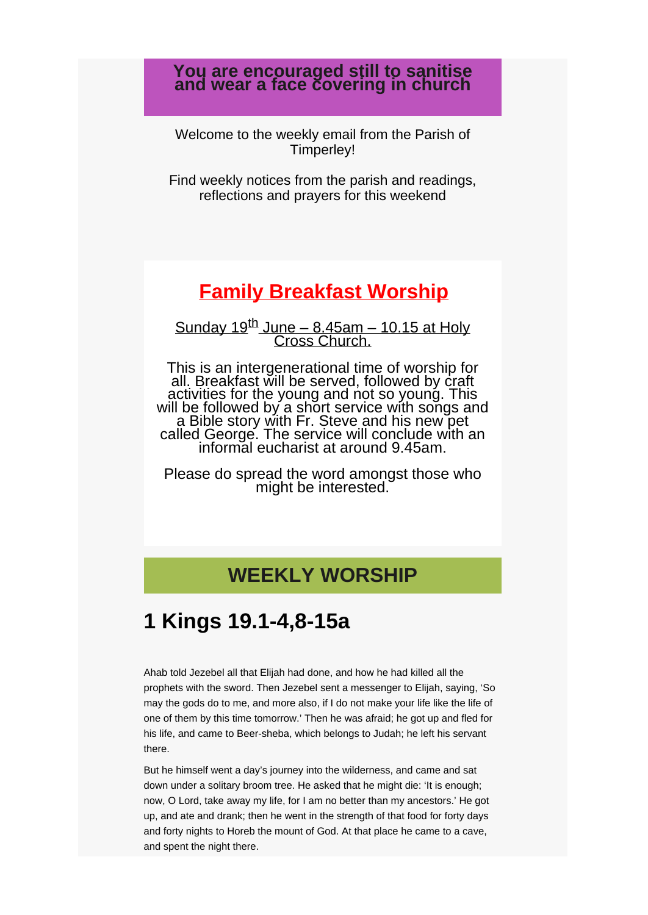**You are encouraged still to sanitise and wear a face covering in church**

Welcome to the weekly email from the Parish of Timperley!

Find weekly notices from the parish and readings, reflections and prayers for this weekend

## Family Breakfast Worship

Sunday 19th June – 8.45am – 10.15 at Holy Cross Church.

This is an intergenerational time of worship for all. Breakfast will be served, followed by craft activities for the young and not so young. This will be followed by a short service with songs and a Bible story with Fr. Steve and his new pet called George. The service will conclude with an informal eucharist at around 9.45am.

Please do spread the word amongst those who might be interested.

## WEEKLY WORSHIP

# 1 Kings 19.1-4,8-15a

Ahab told Jezebel all that Elijah had done, and how he had killed all the prophets with the sword. Then Jezebel sent a messenger to Elijah, saying, 'So may the gods do to me, and more also, if I do not make your life like the life of one of them by this time tomorrow.' Then he was afraid; he got up and fled for his life, and came to Beer-sheba, which belongs to Judah; he left his servant there.

But he himself went a day's journey into the wilderness, and came and sat down under a solitary broom tree. He asked that he might die: 'It is enough; now, O Lord, take away my life, for I am no better than my ancestors.' He got up, and ate and drank; then he went in the strength of that food for forty days and forty nights to Horeb the mount of God. At that place he came to a cave, and spent the night there.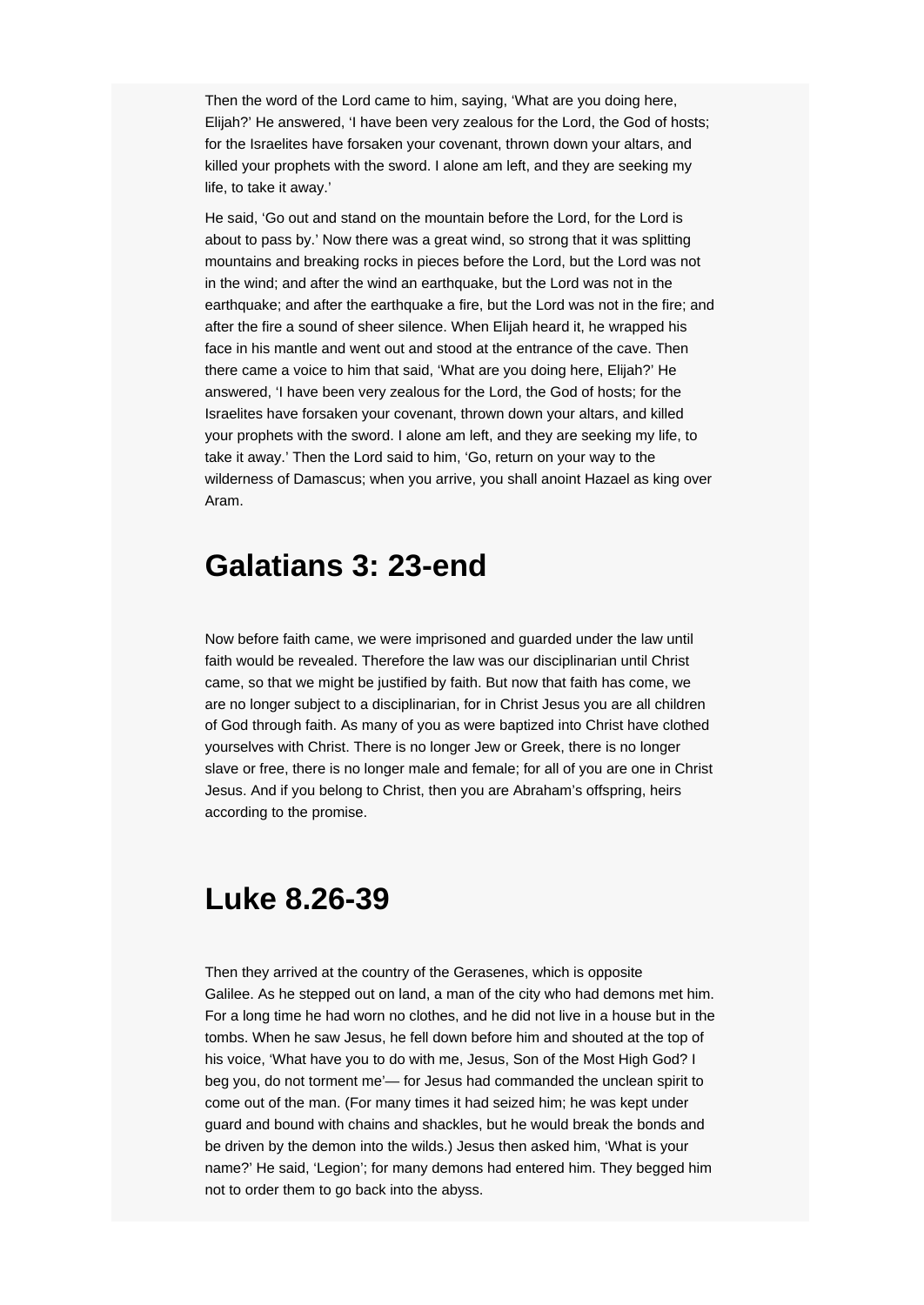Then the word of the Lord came to him, saying, 'What are you doing here, Elijah?' He answered, 'I have been very zealous for the Lord, the God of hosts; for the Israelites have forsaken your covenant, thrown down your altars, and killed your prophets with the sword. I alone am left, and they are seeking my life, to take it away.'

He said, 'Go out and stand on the mountain before the Lord, for the Lord is about to pass by.' Now there was a great wind, so strong that it was splitting mountains and breaking rocks in pieces before the Lord, but the Lord was not in the wind; and after the wind an earthquake, but the Lord was not in the earthquake; and after the earthquake a fire, but the Lord was not in the fire; and after the fire a sound of sheer silence. When Elijah heard it, he wrapped his face in his mantle and went out and stood at the entrance of the cave. Then there came a voice to him that said, 'What are you doing here, Elijah?' He answered, 'I have been very zealous for the Lord, the God of hosts; for the Israelites have forsaken your covenant, thrown down your altars, and killed your prophets with the sword. I alone am left, and they are seeking my life, to take it away.' Then the Lord said to him, 'Go, return on your way to the wilderness of Damascus; when you arrive, you shall anoint Hazael as king over Aram.

## Galatians 3: 23-end

Now before faith came, we were imprisoned and guarded under the law until faith would be revealed. Therefore the law was our disciplinarian until Christ came, so that we might be justified by faith. But now that faith has come, we are no longer subject to a disciplinarian, for in Christ Jesus you are all children of God through faith. As many of you as were baptized into Christ have clothed yourselves with Christ. There is no longer Jew or Greek, there is no longer slave or free, there is no longer male and female; for all of you are one in Christ Jesus. And if you belong to Christ, then you are Abraham's offspring, heirs according to the promise.

## Luke 8.26-39

Then they arrived at the country of the Gerasenes, which is opposite Galilee. As he stepped out on land, a man of the city who had demons met him. For a long time he had worn no clothes, and he did not live in a house but in the tombs. When he saw Jesus, he fell down before him and shouted at the top of his voice, 'What have you to do with me, Jesus, Son of the Most High God? I beg you, do not torment me'— for Jesus had commanded the unclean spirit to come out of the man. (For many times it had seized him; he was kept under guard and bound with chains and shackles, but he would break the bonds and be driven by the demon into the wilds.) Jesus then asked him, 'What is your name?' He said, 'Legion'; for many demons had entered him. They begged him not to order them to go back into the abyss.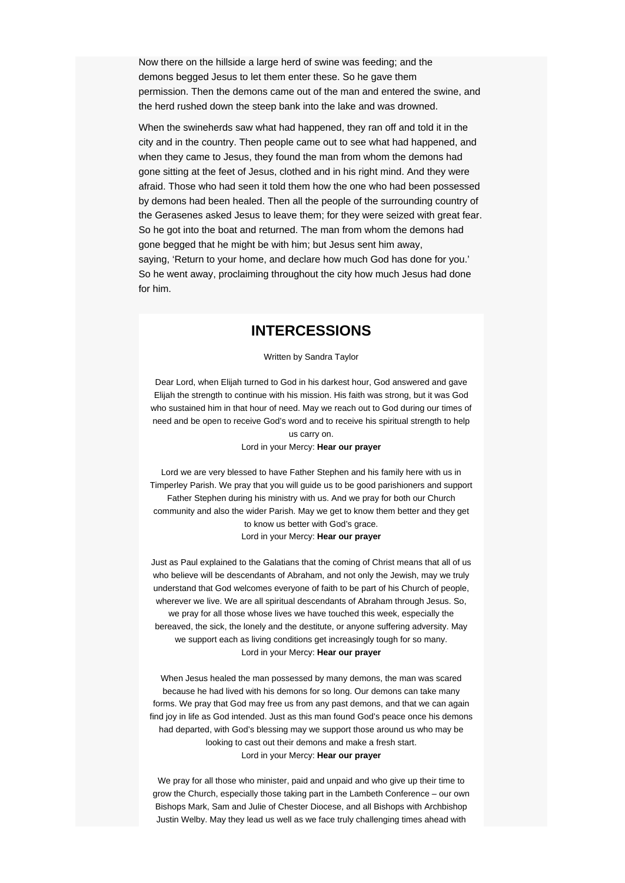Now there on the hillside a large herd of swine was feeding; and the demons begged Jesus to let them enter these. So he gave them permission. Then the demons came out of the man and entered the swine, and the herd rushed down the steep bank into the lake and was drowned.

When the swineherds saw what had happened, they ran off and told it in the city and in the country. Then people came out to see what had happened, and when they came to Jesus, they found the man from whom the demons had gone sitting at the feet of Jesus, clothed and in his right mind. And they were afraid. Those who had seen it told them how the one who had been possessed by demons had been healed. Then all the people of the surrounding country of the Gerasenes asked Jesus to leave them; for they were seized with great fear. So he got into the boat and returned. The man from whom the demons had gone begged that he might be with him; but Jesus sent him away, saying, 'Return to your home, and declare how much God has done for you.' So he went away, proclaiming throughout the city how much Jesus had done for him.

## INTERCESSIONS

Written by Sandra Taylor

Dear Lord, when Elijah turned to God in his darkest hour, God answered and gave Elijah the strength to continue with his mission. His faith was strong, but it was God who sustained him in that hour of need. May we reach out to God during our times of need and be open to receive God's word and to receive his spiritual strength to help us carry on.
Lord in your Mercy: **Hear our prayer**

Lord we are very blessed to have Father Stephen and his family here with us in Timperley Parish. We pray that you will guide us to be good parishioners and support Father Stephen during his ministry with us. And we pray for both our Church community and also the wider Parish. May we get to know them better and they get to know us better with God's grace.
Lord in your Mercy: **Hear our prayer**

Just as Paul explained to the Galatians that the coming of Christ means that all of us who believe will be descendants of Abraham, and not only the Jewish, may we truly understand that God welcomes everyone of faith to be part of his Church of people, wherever we live. We are all spiritual descendants of Abraham through Jesus. So, we pray for all those whose lives we have touched this week, especially the bereaved, the sick, the lonely and the destitute, or anyone suffering adversity. May we support each as living conditions get increasingly tough for so many.
Lord in your Mercy: **Hear our prayer**

When Jesus healed the man possessed by many demons, the man was scared because he had lived with his demons for so long. Our demons can take many forms. We pray that God may free us from any past demons, and that we can again find joy in life as God intended. Just as this man found God's peace once his demons had departed, with God's blessing may we support those around us who may be looking to cast out their demons and make a fresh start.
Lord in your Mercy: **Hear our prayer**

We pray for all those who minister, paid and unpaid and who give up their time to grow the Church, especially those taking part in the Lambeth Conference – our own Bishops Mark, Sam and Julie of Chester Diocese, and all Bishops with Archbishop Justin Welby. May they lead us well as we face truly challenging times ahead with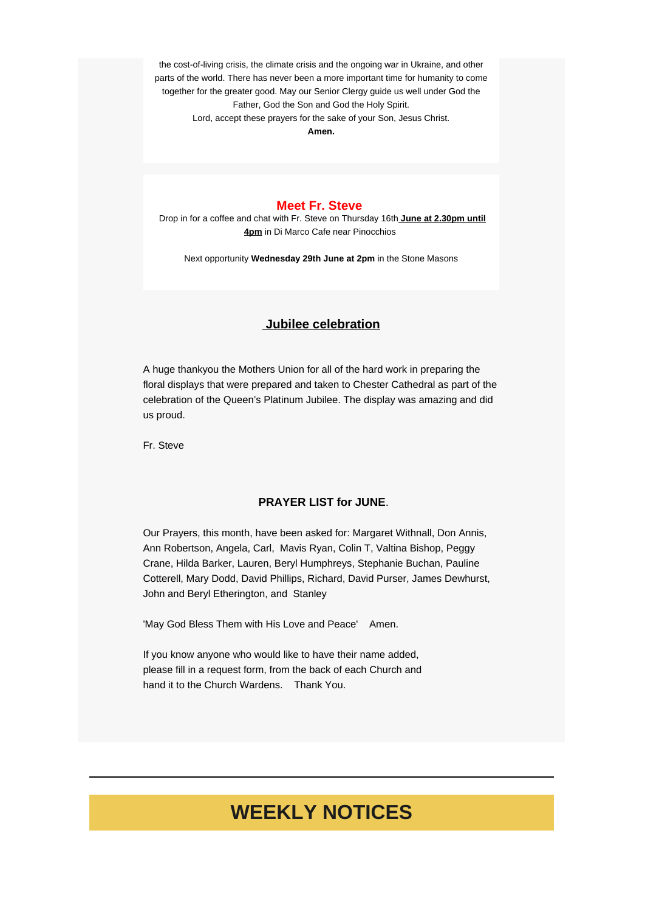the cost-of-living crisis, the climate crisis and the ongoing war in Ukraine, and other parts of the world. There has never been a more important time for humanity to come together for the greater good. May our Senior Clergy guide us well under God the Father, God the Son and God the Holy Spirit.

Lord, accept these prayers for the sake of your Son, Jesus Christ.

**Amen.**

## Meet Fr. Steve

Drop in for a coffee and chat with Fr. Steve on Thursday 16th **June at 2.30pm until 4pm** in Di Marco Cafe near Pinocchios

Next opportunity **Wednesday 29th June at 2pm** in the Stone Masons

## Jubilee celebration

A huge thankyou the Mothers Union for all of the hard work in preparing the floral displays that were prepared and taken to Chester Cathedral as part of the celebration of the Queen's Platinum Jubilee. The display was amazing and did us proud.

Fr. Steve

**PRAYER LIST for JUNE**.

Our Prayers, this month, have been asked for: Margaret Withnall, Don Annis, Ann Robertson, Angela, Carl, Mavis Ryan, Colin T, Valtina Bishop, Peggy Crane, Hilda Barker, Lauren, Beryl Humphreys, Stephanie Buchan, Pauline Cotterell, Mary Dodd, David Phillips, Richard, David Purser, James Dewhurst, John and Beryl Etherington, and Stanley

'May God Bless Them with His Love and Peace' Amen.

If you know anyone who would like to have their name added, please fill in a request form, from the back of each Church and hand it to the Church Wardens. Thank You.

---

# WEEKLY NOTICES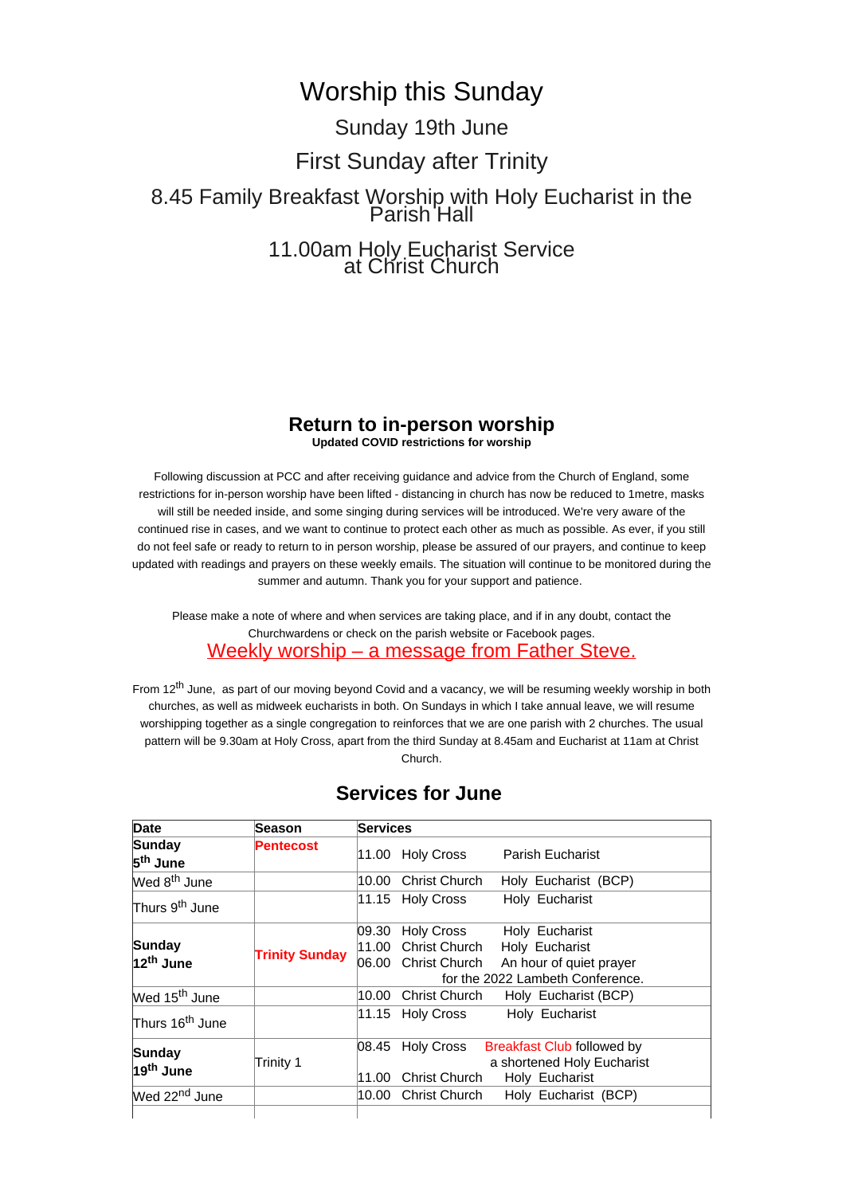# Worship this Sunday

## Sunday 19th June

## First Sunday after Trinity

## 8.45 Family Breakfast Worship with Holy Eucharist in the Parish Hall

## 11.00am Holy Eucharist Service at Christ Church

## Return to in-person worship

**Updated COVID restrictions for worship**

Following discussion at PCC and after receiving guidance and advice from the Church of England, some restrictions for in-person worship have been lifted - distancing in church has now be reduced to 1metre, masks will still be needed inside, and some singing during services will be introduced. We're very aware of the continued rise in cases, and we want to continue to protect each other as much as possible. As ever, if you still do not feel safe or ready to return to in person worship, please be assured of our prayers, and continue to keep updated with readings and prayers on these weekly emails. The situation will continue to be monitored during the summer and autumn. Thank you for your support and patience.

Please make a note of where and when services are taking place, and if in any doubt, contact the Churchwardens or check on the parish website or Facebook pages.

## Weekly worship – a message from Father Steve.

From 12th June, as part of our moving beyond Covid and a vacancy, we will be resuming weekly worship in both churches, as well as midweek eucharists in both. On Sundays in which I take annual leave, we will resume worshipping together as a single congregation to reinforces that we are one parish with 2 churches. The usual pattern will be 9.30am at Holy Cross, apart from the third Sunday at 8.45am and Eucharist at 11am at Christ Church.

## Services for June

| Date | Season | Services |
|---|---|---|
| **Sunday 5th June** | **Pentecost** | 11.00 Holy Cross Parish Eucharist |
| Wed 8th June | | 10.00 Christ Church Holy Eucharist (BCP) |
| Thurs 9th June | | 11.15 Holy Cross Holy Eucharist |
| **Sunday 12th June** | **Trinity Sunday** | 09.30 Holy Cross Holy Eucharist<br>11.00 Christ Church Holy Eucharist<br>06.00 Christ Church An hour of quiet prayer for the 2022 Lambeth Conference. |
| Wed 15th June | | 10.00 Christ Church Holy Eucharist (BCP) |
| Thurs 16th June | | 11.15 Holy Cross Holy Eucharist |
| **Sunday 19th June** | Trinity 1 | 08.45 Holy Cross Breakfast Club followed by a shortened Holy Eucharist<br>11.00 Christ Church Holy Eucharist |
| Wed 22nd June | | 10.00 Christ Church Holy Eucharist (BCP) |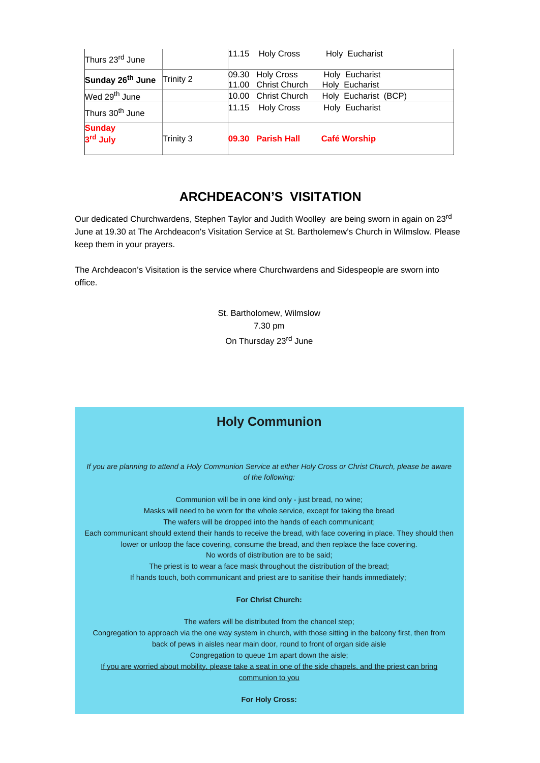| | | | |
|---|---|---|---|
| Thurs 23rd June | | 11.15 Holy Cross | Holy Eucharist |
| **Sunday 26th June** | Trinity 2 | 09.30 Holy Cross<br>11.00 Christ Church | Holy Eucharist<br>Holy Eucharist |
| Wed 29th June | | 10.00 Christ Church | Holy Eucharist (BCP) |
| Thurs 30th June | | 11.15 Holy Cross | Holy Eucharist |
| **Sunday 3rd July** | Trinity 3 | **09.30 Parish Hall** | **Café Worship** |

## ARCHDEACON'S VISITATION

Our dedicated Churchwardens, Stephen Taylor and Judith Woolley are being sworn in again on 23rd June at 19.30 at The Archdeacon's Visitation Service at St. Bartholomew's Church in Wilmslow. Please keep them in your prayers.

The Archdeacon's Visitation is the service where Churchwardens and Sidespeople are sworn into office.

St. Bartholomew, Wilmslow
7.30 pm
On Thursday 23rd June

## Holy Communion

*If you are planning to attend a Holy Communion Service at either Holy Cross or Christ Church, please be aware of the following:*

Communion will be in one kind only - just bread, no wine;
Masks will need to be worn for the whole service, except for taking the bread
The wafers will be dropped into the hands of each communicant;
Each communicant should extend their hands to receive the bread, with face covering in place. They should then lower or unloop the face covering, consume the bread, and then replace the face covering.
No words of distribution are to be said;
The priest is to wear a face mask throughout the distribution of the bread;
If hands touch, both communicant and priest are to sanitise their hands immediately;

**For Christ Church:**

The wafers will be distributed from the chancel step;
Congregation to approach via the one way system in church, with those sitting in the balcony first, then from back of pews in aisles near main door, round to front of organ side aisle
Congregation to queue 1m apart down the aisle;
If you are worried about mobility, please take a seat in one of the side chapels, and the priest can bring communion to you

**For Holy Cross:**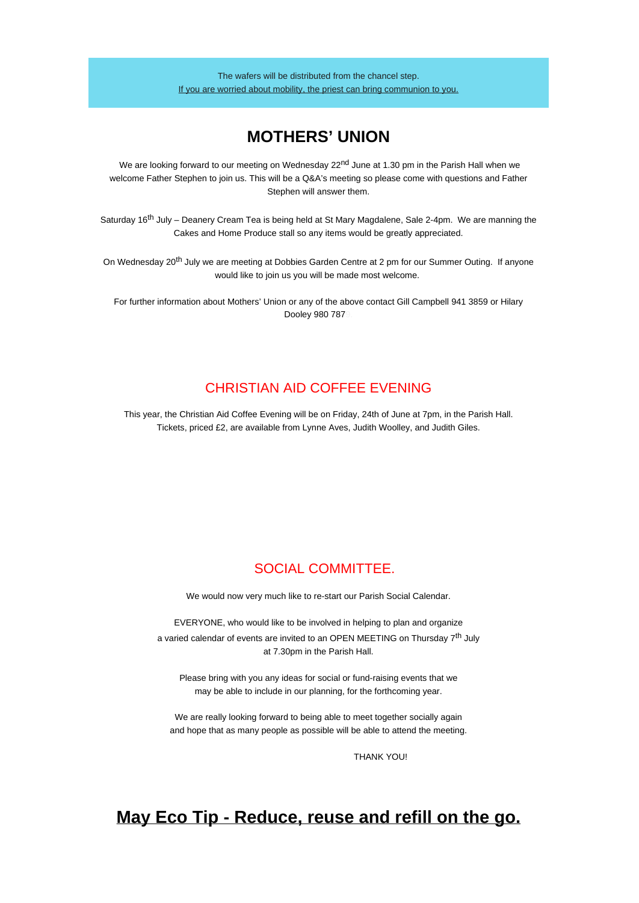The wafers will be distributed from the chancel step.
If you are worried about mobility, the priest can bring communion to you.

## MOTHERS' UNION

We are looking forward to our meeting on Wednesday 22nd June at 1.30 pm in the Parish Hall when we welcome Father Stephen to join us. This will be a Q&A's meeting so please come with questions and Father Stephen will answer them.

Saturday 16th July – Deanery Cream Tea is being held at St Mary Magdalene, Sale 2-4pm. We are manning the Cakes and Home Produce stall so any items would be greatly appreciated.

On Wednesday 20th July we are meeting at Dobbies Garden Centre at 2 pm for our Summer Outing. If anyone would like to join us you will be made most welcome.

For further information about Mothers' Union or any of the above contact Gill Campbell 941 3859 or Hilary Dooley 980 787

## CHRISTIAN AID COFFEE EVENING

This year, the Christian Aid Coffee Evening will be on Friday, 24th of June at 7pm, in the Parish Hall. Tickets, priced £2, are available from Lynne Aves, Judith Woolley, and Judith Giles.

## SOCIAL COMMITTEE.

We would now very much like to re-start our Parish Social Calendar.

EVERYONE, who would like to be involved in helping to plan and organize a varied calendar of events are invited to an OPEN MEETING on Thursday 7th July at 7.30pm in the Parish Hall.

Please bring with you any ideas for social or fund-raising events that we may be able to include in our planning, for the forthcoming year.

We are really looking forward to being able to meet together socially again and hope that as many people as possible will be able to attend the meeting.

THANK YOU!

## May Eco Tip - Reduce, reuse and refill on the go.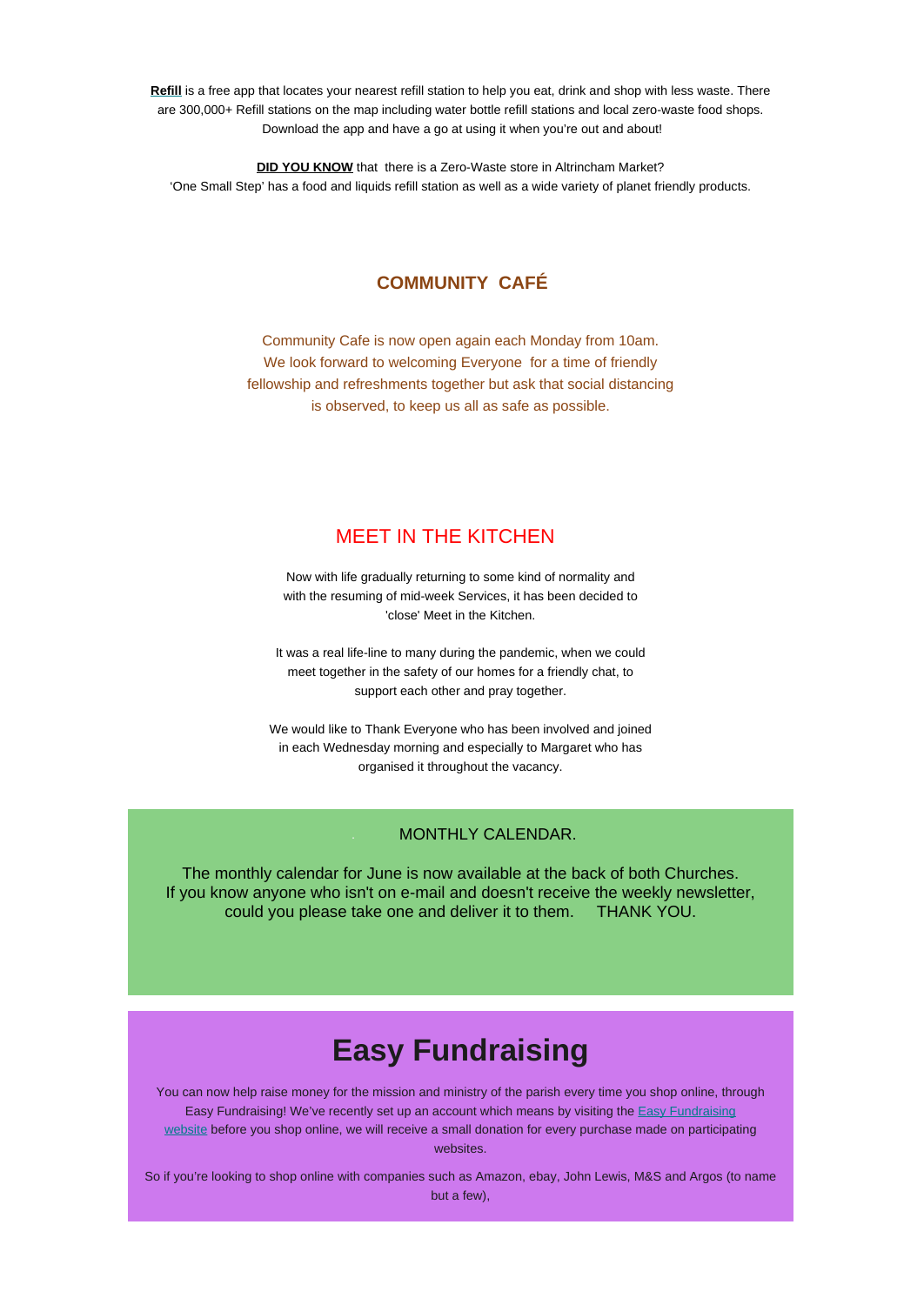**Refill** is a free app that locates your nearest refill station to help you eat, drink and shop with less waste. There are 300,000+ Refill stations on the map including water bottle refill stations and local zero-waste food shops. Download the app and have a go at using it when you're out and about!

**DID YOU KNOW** that there is a Zero-Waste store in Altrincham Market?
'One Small Step' has a food and liquids refill station as well as a wide variety of planet friendly products.

## COMMUNITY CAFÉ

Community Cafe is now open again each Monday from 10am. We look forward to welcoming Everyone for a time of friendly fellowship and refreshments together but ask that social distancing is observed, to keep us all as safe as possible.

## MEET IN THE KITCHEN

Now with life gradually returning to some kind of normality and with the resuming of mid-week Services, it has been decided to 'close' Meet in the Kitchen.

It was a real life-line to many during the pandemic, when we could meet together in the safety of our homes for a friendly chat, to support each other and pray together.

We would like to Thank Everyone who has been involved and joined in each Wednesday morning and especially to Margaret who has organised it throughout the vacancy.

## MONTHLY CALENDAR.

The monthly calendar for June is now available at the back of both Churches. If you know anyone who isn't on e-mail and doesn't receive the weekly newsletter, could you please take one and deliver it to them. THANK YOU.

# Easy Fundraising

You can now help raise money for the mission and ministry of the parish every time you shop online, through Easy Fundraising! We've recently set up an account which means by visiting the Easy Fundraising website before you shop online, we will receive a small donation for every purchase made on participating websites.

So if you're looking to shop online with companies such as Amazon, ebay, John Lewis, M&S and Argos (to name but a few),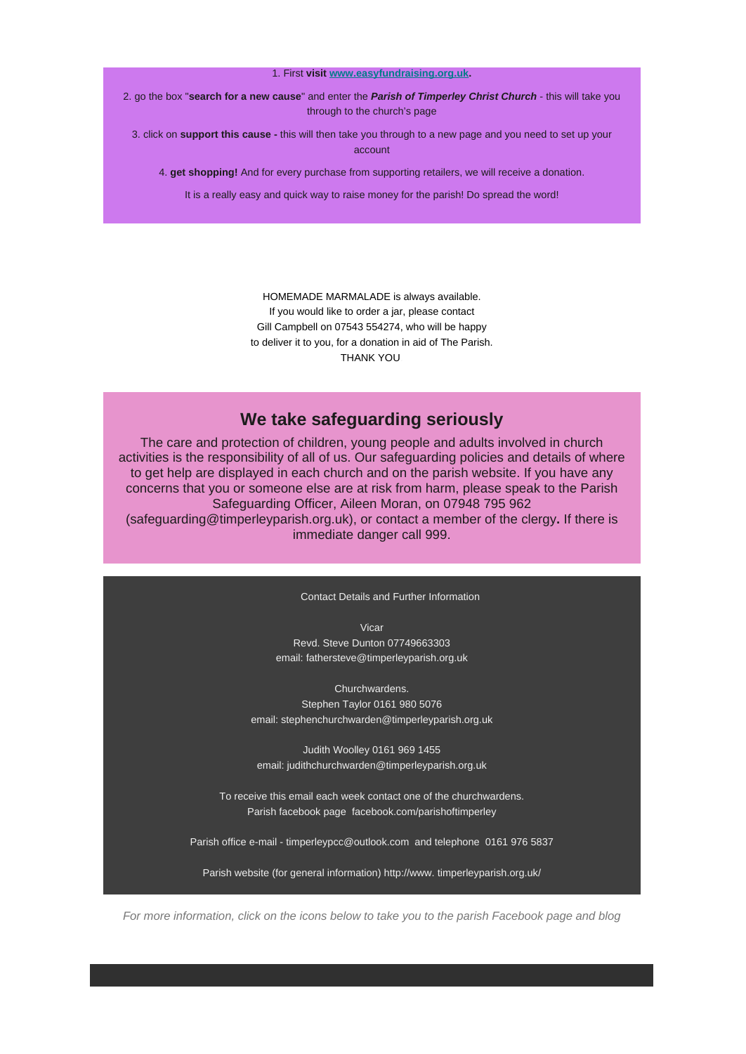1. First **visit [www.easyfundraising.org.uk](http://www.easyfundraising.org.uk).**

2. go the box "**search for a new cause**" and enter the ***Parish of Timperley Christ Church*** - this will take you through to the church's page

3. click on **support this cause -** this will then take you through to a new page and you need to set up your account

4. **get shopping!** And for every purchase from supporting retailers, we will receive a donation.

It is a really easy and quick way to raise money for the parish! Do spread the word!

HOMEMADE MARMALADE is always available.
If you would like to order a jar, please contact
Gill Campbell on 07543 554274, who will be happy
to deliver it to you, for a donation in aid of The Parish.
THANK YOU

## We take safeguarding seriously

The care and protection of children, young people and adults involved in church activities is the responsibility of all of us. Our safeguarding policies and details of where to get help are displayed in each church and on the parish website. If you have any concerns that you or someone else are at risk from harm, please speak to the Parish Safeguarding Officer, Aileen Moran, on 07948 795 962 (safeguarding@timperleyparish.org.uk), or contact a member of the clergy**.** If there is immediate danger call 999.

Contact Details and Further Information

Vicar
Revd. Steve Dunton 07749663303
email: fathersteve@timperleyparish.org.uk

Churchwardens.
Stephen Taylor 0161 980 5076
email: stephenchurchwarden@timperleyparish.org.uk

Judith Woolley 0161 969 1455
email: judithchurchwarden@timperleyparish.org.uk

To receive this email each week contact one of the churchwardens.
Parish facebook page facebook.com/parishoftimperley

Parish office e-mail - timperleypcc@outlook.com and telephone 0161 976 5837

Parish website (for general information) http://www. timperleyparish.org.uk/

*For more information, click on the icons below to take you to the parish Facebook page and blog*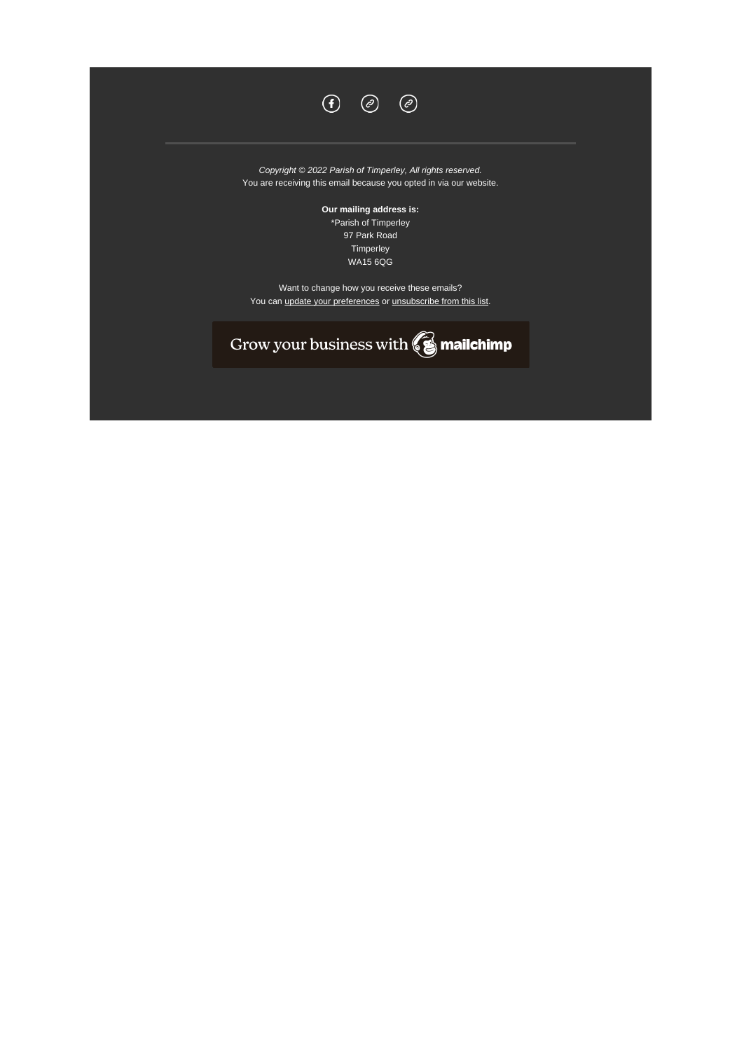*Copyright © 2022 Parish of Timperley, All rights reserved.*
You are receiving this email because you opted in via our website.

**Our mailing address is:**
*Parish of Timperley
97 Park Road
Timperley
WA15 6QG

Want to change how you receive these emails?
You can update your preferences or unsubscribe from this list.

Grow your business with mailchimp